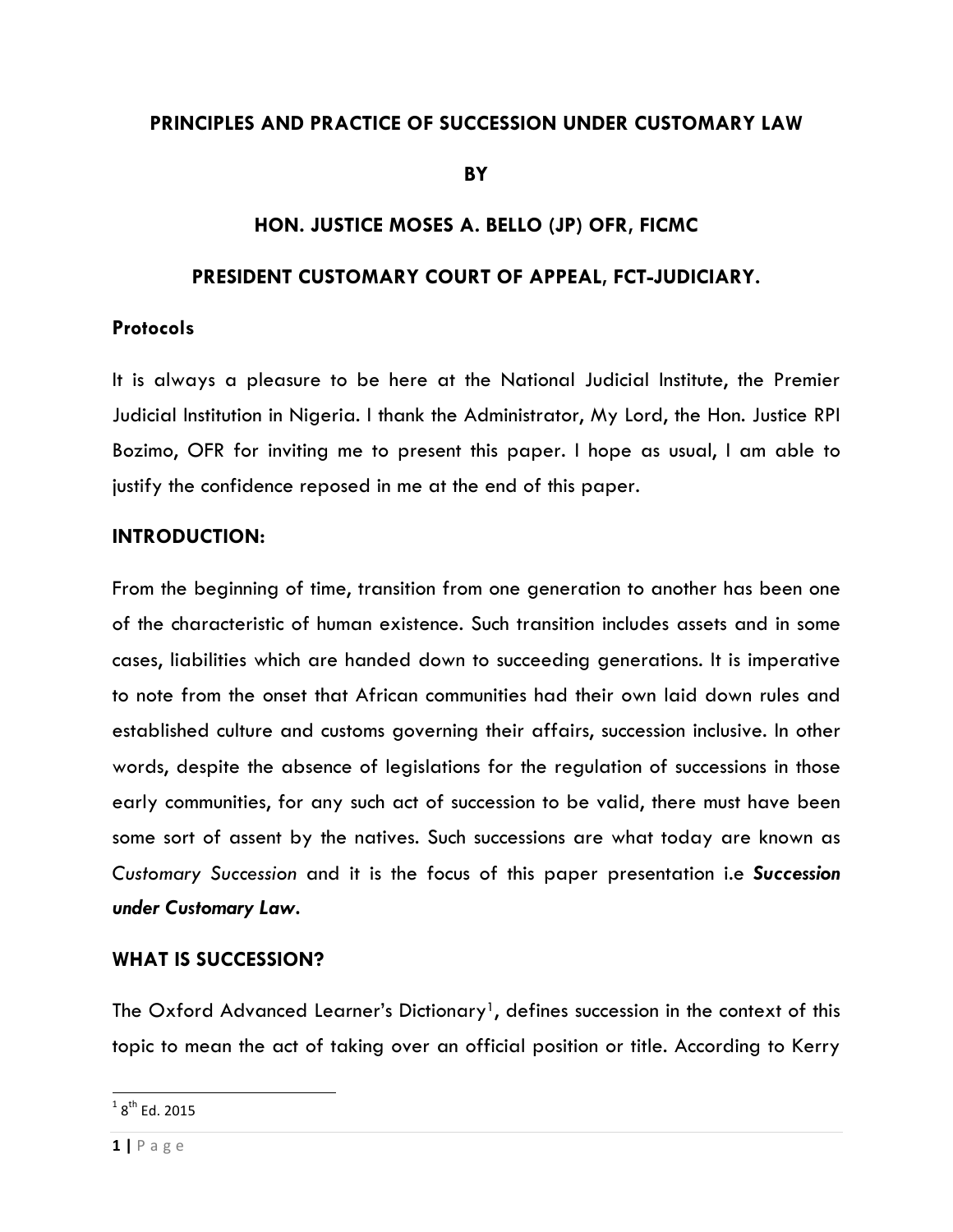# PRINCIPLES AND PRACTICE OF SUCCESSION UNDER CUSTOMARY LAW

**BY**

**HON. JUSTICE MOSES A. BELLO (JP) OFR, FICMC**

**PRESIDENT CUSTOMARY COURT OF APPEAL, FCT-JUDICIARY.**

## Protocols

It is always a pleasure to be here at the National Judicial Institute, the Premier Judicial Institution in Nigeria. I thank the Administrator, My Lord, the Hon. Justice RPI Bozimo, OFR for inviting me to present this paper. I hope as usual, I am able to justify the confidence reposed in me at the end of this paper.

## INTRODUCTION:

From the beginning of time, transition from one generation to another has been one of the characteristic of human existence. Such transition includes assets and in some cases, liabilities which are handed down to succeeding generations. It is imperative to note from the onset that African communities had their own laid down rules and established culture and customs governing their affairs, succession inclusive. In other words, despite the absence of legislations for the regulation of successions in those early communities, for any such act of succession to be valid, there must have been some sort of assent by the natives. Such successions are what today are known as *Customary Succession* and it is the focus of this paper presentation i.e ***Succession under Customary Law***.

## WHAT IS SUCCESSION?

The Oxford Advanced Learner's Dictionary[1], defines succession in the context of this topic to mean the act of taking over an official position or title. According to Kerry

---

[1] 8th Ed. 2015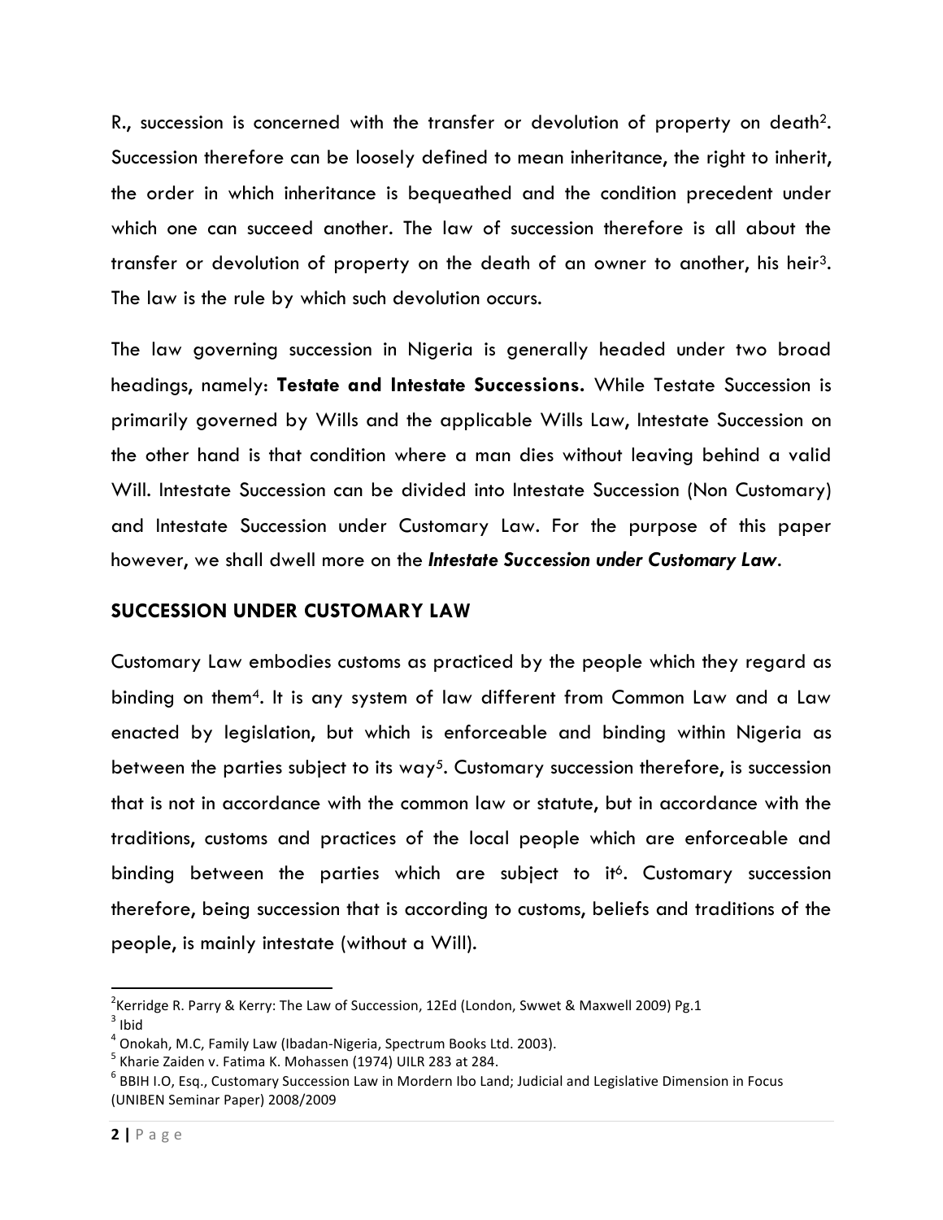R., succession is concerned with the transfer or devolution of property on death[2]. Succession therefore can be loosely defined to mean inheritance, the right to inherit, the order in which inheritance is bequeathed and the condition precedent under which one can succeed another. The law of succession therefore is all about the transfer or devolution of property on the death of an owner to another, his heir[3]. The law is the rule by which such devolution occurs.

The law governing succession in Nigeria is generally headed under two broad headings, namely: **Testate and Intestate Successions.** While Testate Succession is primarily governed by Wills and the applicable Wills Law, Intestate Succession on the other hand is that condition where a man dies without leaving behind a valid Will. Intestate Succession can be divided into Intestate Succession (Non Customary) and Intestate Succession under Customary Law. For the purpose of this paper however, we shall dwell more on the ***Intestate Succession under Customary Law***.

## SUCCESSION UNDER CUSTOMARY LAW

Customary Law embodies customs as practiced by the people which they regard as binding on them[4]. It is any system of law different from Common Law and a Law enacted by legislation, but which is enforceable and binding within Nigeria as between the parties subject to its way[5]. Customary succession therefore, is succession that is not in accordance with the common law or statute, but in accordance with the traditions, customs and practices of the local people which are enforceable and binding between the parties which are subject to it[6]. Customary succession therefore, being succession that is according to customs, beliefs and traditions of the people, is mainly intestate (without a Will).

---

[2] Kerridge R. Parry & Kerry: The Law of Succession, 12Ed (London, Swwet & Maxwell 2009) Pg.1

[3] Ibid

[4] Onokah, M.C, Family Law (Ibadan-Nigeria, Spectrum Books Ltd. 2003).

[5] Kharie Zaiden v. Fatima K. Mohassen (1974) UILR 283 at 284.

[6] BBIH I.O, Esq., Customary Succession Law in Mordern Ibo Land; Judicial and Legislative Dimension in Focus (UNIBEN Seminar Paper) 2008/2009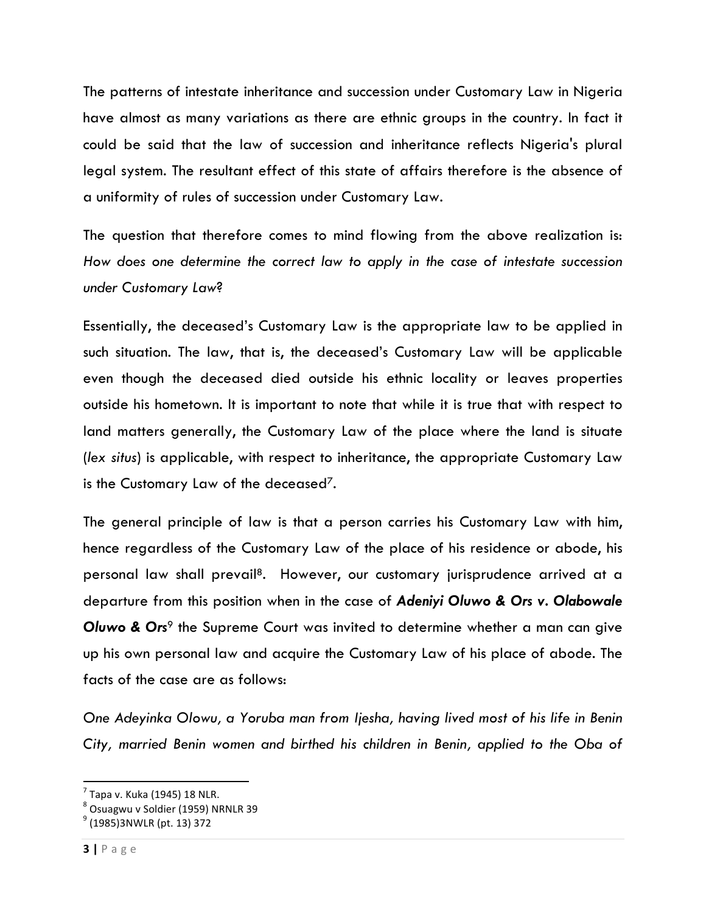The patterns of intestate inheritance and succession under Customary Law in Nigeria have almost as many variations as there are ethnic groups in the country. In fact it could be said that the law of succession and inheritance reflects Nigeria's plural legal system. The resultant effect of this state of affairs therefore is the absence of a uniformity of rules of succession under Customary Law.

The question that therefore comes to mind flowing from the above realization is: *How does one determine the correct law to apply in the case of intestate succession under Customary Law?*

Essentially, the deceased's Customary Law is the appropriate law to be applied in such situation. The law, that is, the deceased's Customary Law will be applicable even though the deceased died outside his ethnic locality or leaves properties outside his hometown. It is important to note that while it is true that with respect to land matters generally, the Customary Law of the place where the land is situate (*lex situs*) is applicable, with respect to inheritance, the appropriate Customary Law is the Customary Law of the deceased[7].

The general principle of law is that a person carries his Customary Law with him, hence regardless of the Customary Law of the place of his residence or abode, his personal law shall prevail[8]. However, our customary jurisprudence arrived at a departure from this position when in the case of ***Adeniyi Oluwo & Ors v. Olabowale Oluwo & Ors***[9] the Supreme Court was invited to determine whether a man can give up his own personal law and acquire the Customary Law of his place of abode. The facts of the case are as follows:

*One Adeyinka Olowu, a Yoruba man from Ijesha, having lived most of his life in Benin City, married Benin women and birthed his children in Benin, applied to the Oba of*

---

[7] Tapa v. Kuka (1945) 18 NLR.

[8] Osuagwu v Soldier (1959) NRNLR 39

[9] (1985)3NWLR (pt. 13) 372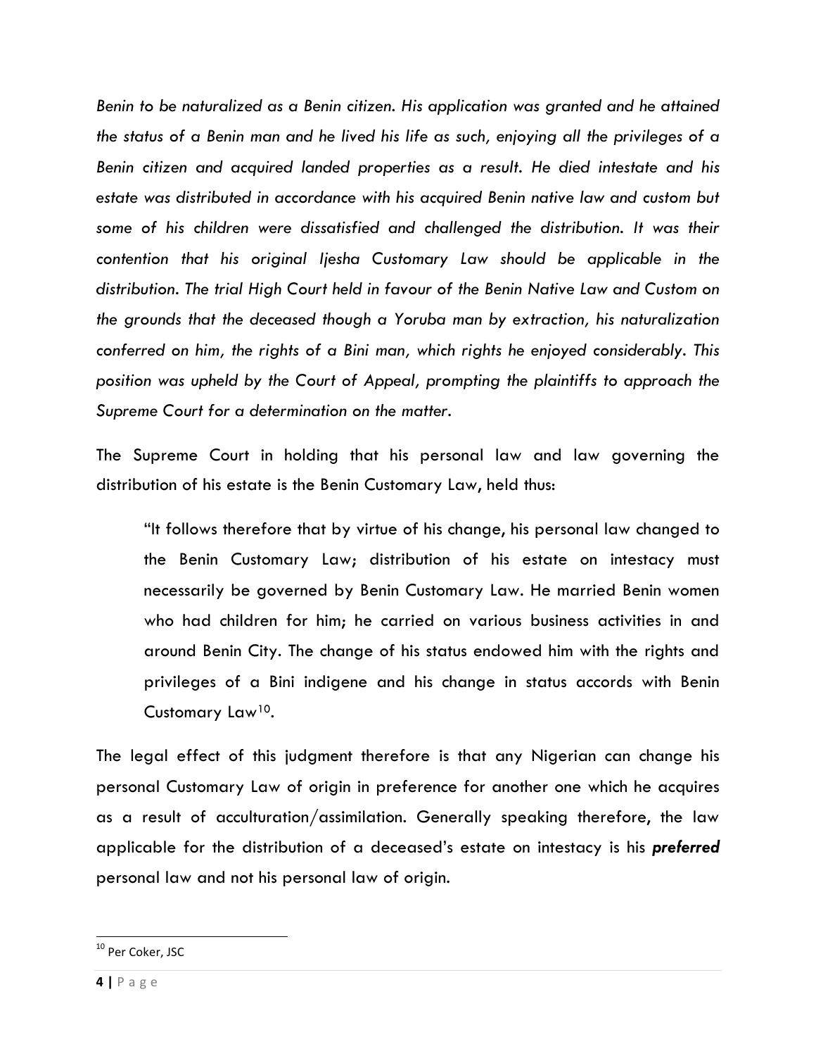*Benin to be naturalized as a Benin citizen. His application was granted and he attained the status of a Benin man and he lived his life as such, enjoying all the privileges of a Benin citizen and acquired landed properties as a result. He died intestate and his estate was distributed in accordance with his acquired Benin native law and custom but some of his children were dissatisfied and challenged the distribution. It was their contention that his original Ijesha Customary Law should be applicable in the distribution. The trial High Court held in favour of the Benin Native Law and Custom on the grounds that the deceased though a Yoruba man by extraction, his naturalization conferred on him, the rights of a Bini man, which rights he enjoyed considerably. This position was upheld by the Court of Appeal, prompting the plaintiffs to approach the Supreme Court for a determination on the matter.*

The Supreme Court in holding that his personal law and law governing the distribution of his estate is the Benin Customary Law, held thus:

> "It follows therefore that by virtue of his change, his personal law changed to the Benin Customary Law; distribution of his estate on intestacy must necessarily be governed by Benin Customary Law. He married Benin women who had children for him; he carried on various business activities in and around Benin City. The change of his status endowed him with the rights and privileges of a Bini indigene and his change in status accords with Benin Customary Law[10].

The legal effect of this judgment therefore is that any Nigerian can change his personal Customary Law of origin in preference for another one which he acquires as a result of acculturation/assimilation. Generally speaking therefore, the law applicable for the distribution of a deceased's estate on intestacy is his ***preferred*** personal law and not his personal law of origin.

---

[10] Per Coker, JSC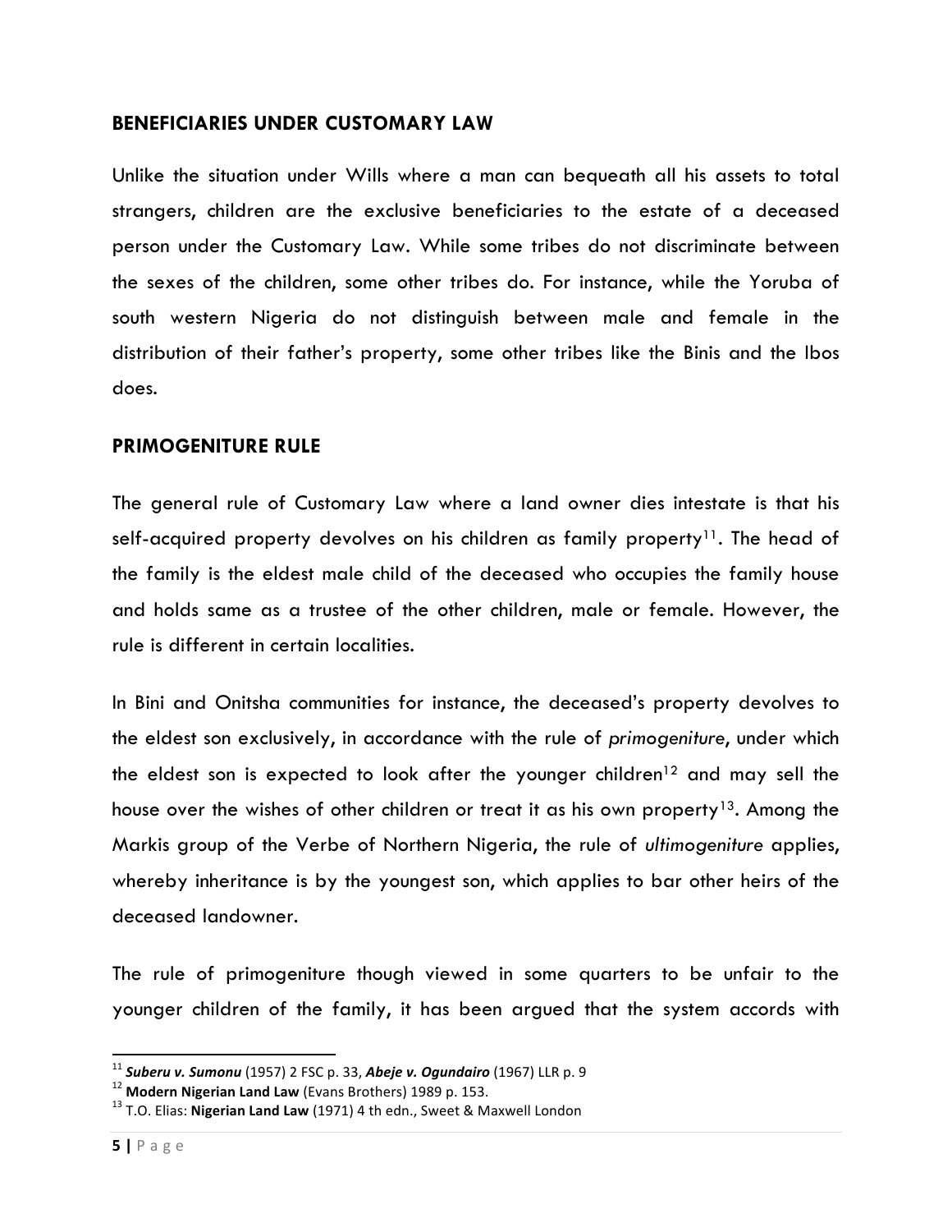## BENEFICIARIES UNDER CUSTOMARY LAW

Unlike the situation under Wills where a man can bequeath all his assets to total strangers, children are the exclusive beneficiaries to the estate of a deceased person under the Customary Law. While some tribes do not discriminate between the sexes of the children, some other tribes do. For instance, while the Yoruba of south western Nigeria do not distinguish between male and female in the distribution of their father's property, some other tribes like the Binis and the Ibos does.

## PRIMOGENITURE RULE

The general rule of Customary Law where a land owner dies intestate is that his self-acquired property devolves on his children as family property[11]. The head of the family is the eldest male child of the deceased who occupies the family house and holds same as a trustee of the other children, male or female. However, the rule is different in certain localities.

In Bini and Onitsha communities for instance, the deceased's property devolves to the eldest son exclusively, in accordance with the rule of *primogeniture*, under which the eldest son is expected to look after the younger children[12] and may sell the house over the wishes of other children or treat it as his own property[13]. Among the Markis group of the Verbe of Northern Nigeria, the rule of *ultimogeniture* applies, whereby inheritance is by the youngest son, which applies to bar other heirs of the deceased landowner.

The rule of primogeniture though viewed in some quarters to be unfair to the younger children of the family, it has been argued that the system accords with

---

[11] ***Suberu v. Sumonu*** (1957) 2 FSC p. 33, ***Abeje v. Ogundairo*** (1967) LLR p. 9

[12] **Modern Nigerian Land Law** (Evans Brothers) 1989 p. 153.

[13] T.O. Elias: **Nigerian Land Law** (1971) 4 th edn., Sweet & Maxwell London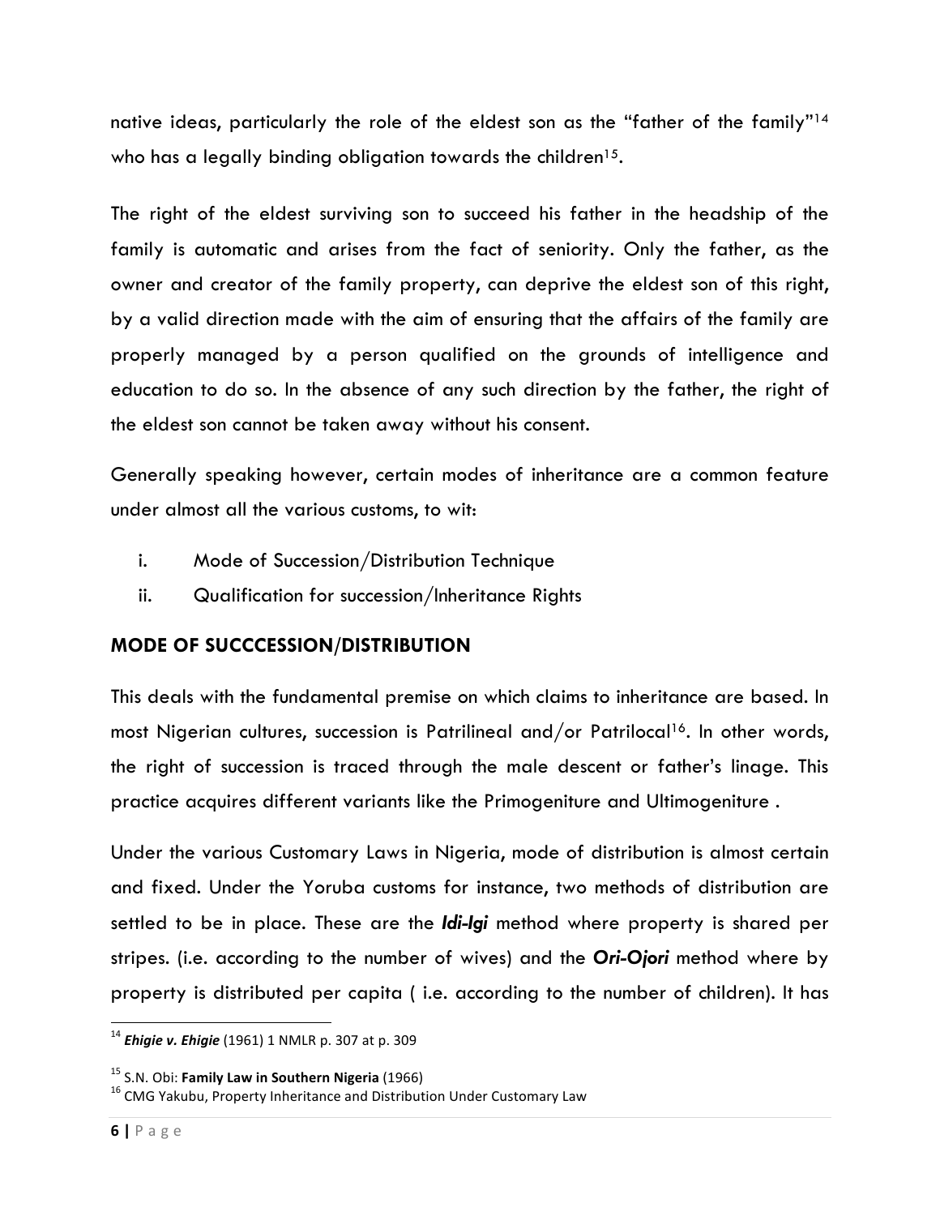native ideas, particularly the role of the eldest son as the "father of the family"[14] who has a legally binding obligation towards the children[15].

The right of the eldest surviving son to succeed his father in the headship of the family is automatic and arises from the fact of seniority. Only the father, as the owner and creator of the family property, can deprive the eldest son of this right, by a valid direction made with the aim of ensuring that the affairs of the family are properly managed by a person qualified on the grounds of intelligence and education to do so. In the absence of any such direction by the father, the right of the eldest son cannot be taken away without his consent.

Generally speaking however, certain modes of inheritance are a common feature under almost all the various customs, to wit:

i. Mode of Succession/Distribution Technique
ii. Qualification for succession/Inheritance Rights

## MODE OF SUCCCESSION/DISTRIBUTION

This deals with the fundamental premise on which claims to inheritance are based. In most Nigerian cultures, succession is Patrilineal and/or Patrilocal[16]. In other words, the right of succession is traced through the male descent or father's linage. This practice acquires different variants like the Primogeniture and Ultimogeniture .

Under the various Customary Laws in Nigeria, mode of distribution is almost certain and fixed. Under the Yoruba customs for instance, two methods of distribution are settled to be in place. These are the ***Idi-Igi*** method where property is shared per stripes. (i.e. according to the number of wives) and the ***Ori-Ojori*** method where by property is distributed per capita ( i.e. according to the number of children). It has

---

[14] ***Ehigie v. Ehigie*** (1961) 1 NMLR p. 307 at p. 309

[15] S.N. Obi: **Family Law in Southern Nigeria** (1966)

[16] CMG Yakubu, Property Inheritance and Distribution Under Customary Law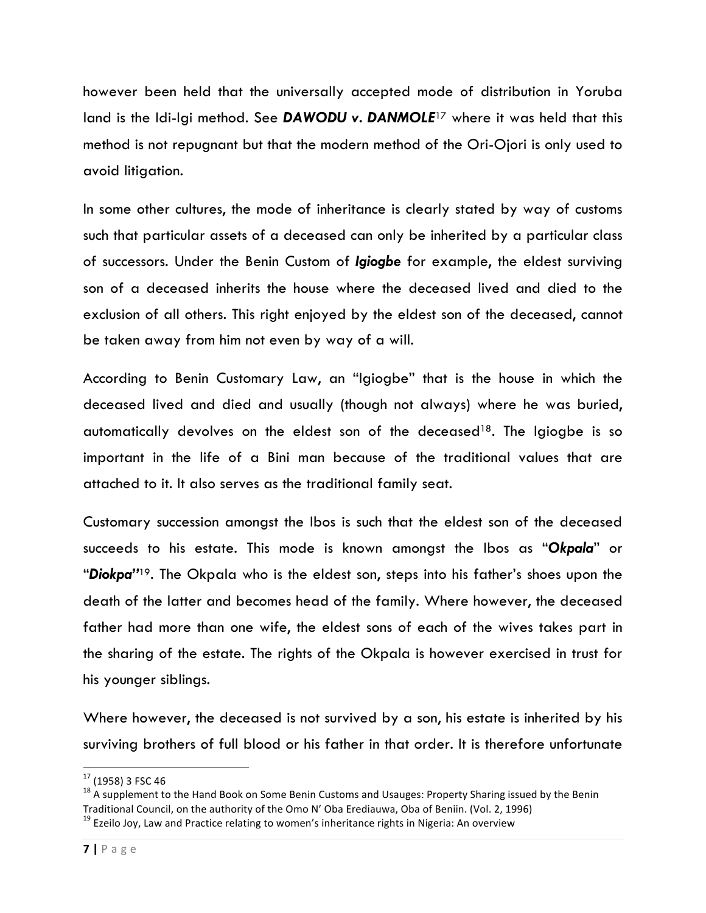however been held that the universally accepted mode of distribution in Yoruba land is the Idi-Igi method. See ***DAWODU v. DANMOLE***[17] where it was held that this method is not repugnant but that the modern method of the Ori-Ojori is only used to avoid litigation.

In some other cultures, the mode of inheritance is clearly stated by way of customs such that particular assets of a deceased can only be inherited by a particular class of successors. Under the Benin Custom of ***Igiogbe*** for example, the eldest surviving son of a deceased inherits the house where the deceased lived and died to the exclusion of all others. This right enjoyed by the eldest son of the deceased, cannot be taken away from him not even by way of a will.

According to Benin Customary Law, an "Igiogbe" that is the house in which the deceased lived and died and usually (though not always) where he was buried, automatically devolves on the eldest son of the deceased[18]. The Igiogbe is so important in the life of a Bini man because of the traditional values that are attached to it. It also serves as the traditional family seat.

Customary succession amongst the Ibos is such that the eldest son of the deceased succeeds to his estate. This mode is known amongst the Ibos as "***Okpala***" or "***Diokpa'***"[19]. The Okpala who is the eldest son, steps into his father's shoes upon the death of the latter and becomes head of the family. Where however, the deceased father had more than one wife, the eldest sons of each of the wives takes part in the sharing of the estate. The rights of the Okpala is however exercised in trust for his younger siblings.

Where however, the deceased is not survived by a son, his estate is inherited by his surviving brothers of full blood or his father in that order. It is therefore unfortunate

---

[17] (1958) 3 FSC 46

[18] A supplement to the Hand Book on Some Benin Customs and Usauges: Property Sharing issued by the Benin Traditional Council, on the authority of the Omo N' Oba Erediauwa, Oba of Beniin. (Vol. 2, 1996)

[19] Ezeilo Joy, Law and Practice relating to women's inheritance rights in Nigeria: An overview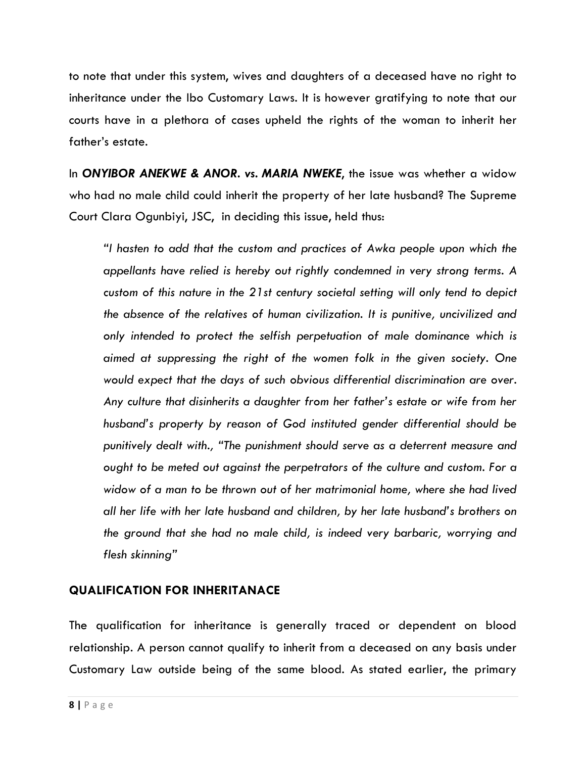to note that under this system, wives and daughters of a deceased have no right to inheritance under the Ibo Customary Laws. It is however gratifying to note that our courts have in a plethora of cases upheld the rights of the woman to inherit her father's estate.

In ***ONYIBOR ANEKWE & ANOR. vs. MARIA NWEKE***, the issue was whether a widow who had no male child could inherit the property of her late husband? The Supreme Court Clara Ogunbiyi, JSC, in deciding this issue, held thus:

> *"I hasten to add that the custom and practices of Awka people upon which the appellants have relied is hereby out rightly condemned in very strong terms. A custom of this nature in the 21st century societal setting will only tend to depict the absence of the relatives of human civilization. It is punitive, uncivilized and only intended to protect the selfish perpetuation of male dominance which is aimed at suppressing the right of the women folk in the given society. One would expect that the days of such obvious differential discrimination are over. Any culture that disinherits a daughter from her father's estate or wife from her husband's property by reason of God instituted gender differential should be punitively dealt with., "The punishment should serve as a deterrent measure and ought to be meted out against the perpetrators of the culture and custom. For a widow of a man to be thrown out of her matrimonial home, where she had lived all her life with her late husband and children, by her late husband's brothers on the ground that she had no male child, is indeed very barbaric, worrying and flesh skinning"*

## QUALIFICATION FOR INHERITANACE

The qualification for inheritance is generally traced or dependent on blood relationship. A person cannot qualify to inherit from a deceased on any basis under Customary Law outside being of the same blood. As stated earlier, the primary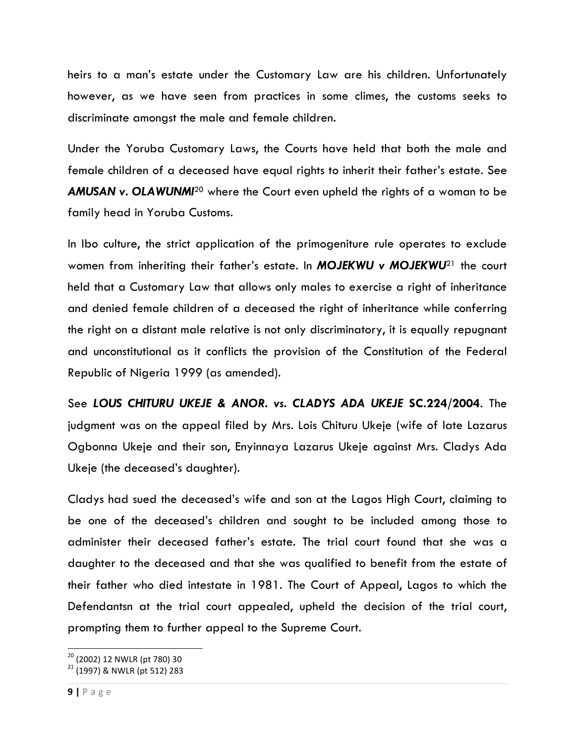heirs to a man's estate under the Customary Law are his children. Unfortunately however, as we have seen from practices in some climes, the customs seeks to discriminate amongst the male and female children.

Under the Yoruba Customary Laws, the Courts have held that both the male and female children of a deceased have equal rights to inherit their father's estate. See ***AMUSAN v. OLAWUNMI***[20] where the Court even upheld the rights of a woman to be family head in Yoruba Customs.

In Ibo culture, the strict application of the primogeniture rule operates to exclude women from inheriting their father's estate. In ***MOJEKWU v MOJEKWU***[21] the court held that a Customary Law that allows only males to exercise a right of inheritance and denied female children of a deceased the right of inheritance while conferring the right on a distant male relative is not only discriminatory, it is equally repugnant and unconstitutional as it conflicts the provision of the Constitution of the Federal Republic of Nigeria 1999 (as amended).

See ***LOUS CHITURU UKEJE & ANOR. vs. CLADYS ADA UKEJE* SC.224/2004**. The judgment was on the appeal filed by Mrs. Lois Chituru Ukeje (wife of late Lazarus Ogbonna Ukeje and their son, Enyinnaya Lazarus Ukeje against Mrs. Cladys Ada Ukeje (the deceased's daughter).

Cladys had sued the deceased's wife and son at the Lagos High Court, claiming to be one of the deceased's children and sought to be included among those to administer their deceased father's estate. The trial court found that she was a daughter to the deceased and that she was qualified to benefit from the estate of their father who died intestate in 1981. The Court of Appeal, Lagos to which the Defendantsn at the trial court appealed, upheld the decision of the trial court, prompting them to further appeal to the Supreme Court.

---

[20] (2002) 12 NWLR (pt 780) 30

[21] (1997) & NWLR (pt 512) 283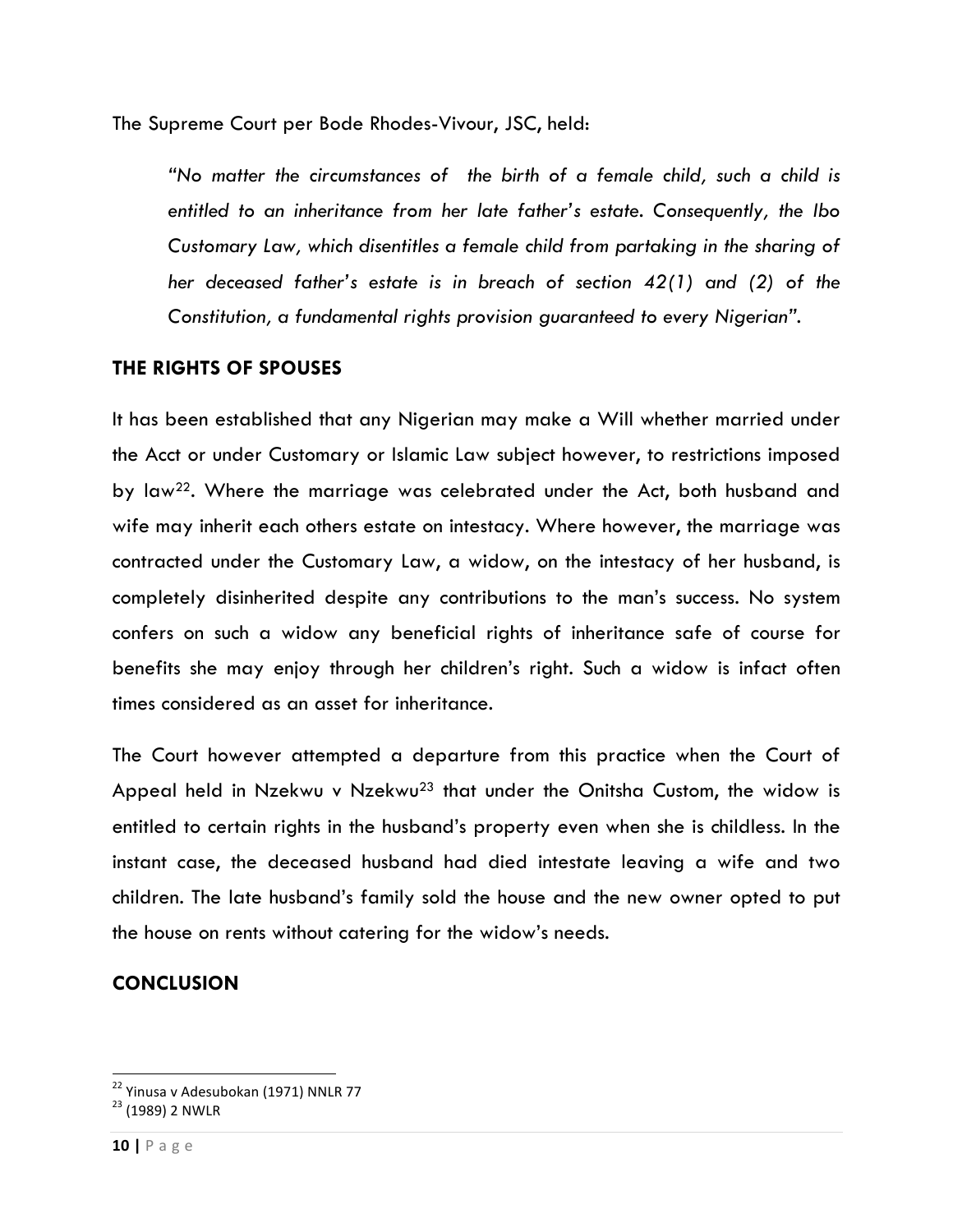The Supreme Court per Bode Rhodes-Vivour, JSC, held:

> *"No matter the circumstances of the birth of a female child, such a child is entitled to an inheritance from her late father's estate. Consequently, the Ibo Customary Law, which disentitles a female child from partaking in the sharing of her deceased father's estate is in breach of section 42(1) and (2) of the Constitution, a fundamental rights provision guaranteed to every Nigerian".*

## THE RIGHTS OF SPOUSES

It has been established that any Nigerian may make a Will whether married under the Acct or under Customary or Islamic Law subject however, to restrictions imposed by law[22]. Where the marriage was celebrated under the Act, both husband and wife may inherit each others estate on intestacy. Where however, the marriage was contracted under the Customary Law, a widow, on the intestacy of her husband, is completely disinherited despite any contributions to the man's success. No system confers on such a widow any beneficial rights of inheritance safe of course for benefits she may enjoy through her children's right. Such a widow is infact often times considered as an asset for inheritance.

The Court however attempted a departure from this practice when the Court of Appeal held in Nzekwu v Nzekwu[23] that under the Onitsha Custom, the widow is entitled to certain rights in the husband's property even when she is childless. In the instant case, the deceased husband had died intestate leaving a wife and two children. The late husband's family sold the house and the new owner opted to put the house on rents without catering for the widow's needs.

## CONCLUSION

---

[22] Yinusa v Adesubokan (1971) NNLR 77

[23] (1989) 2 NWLR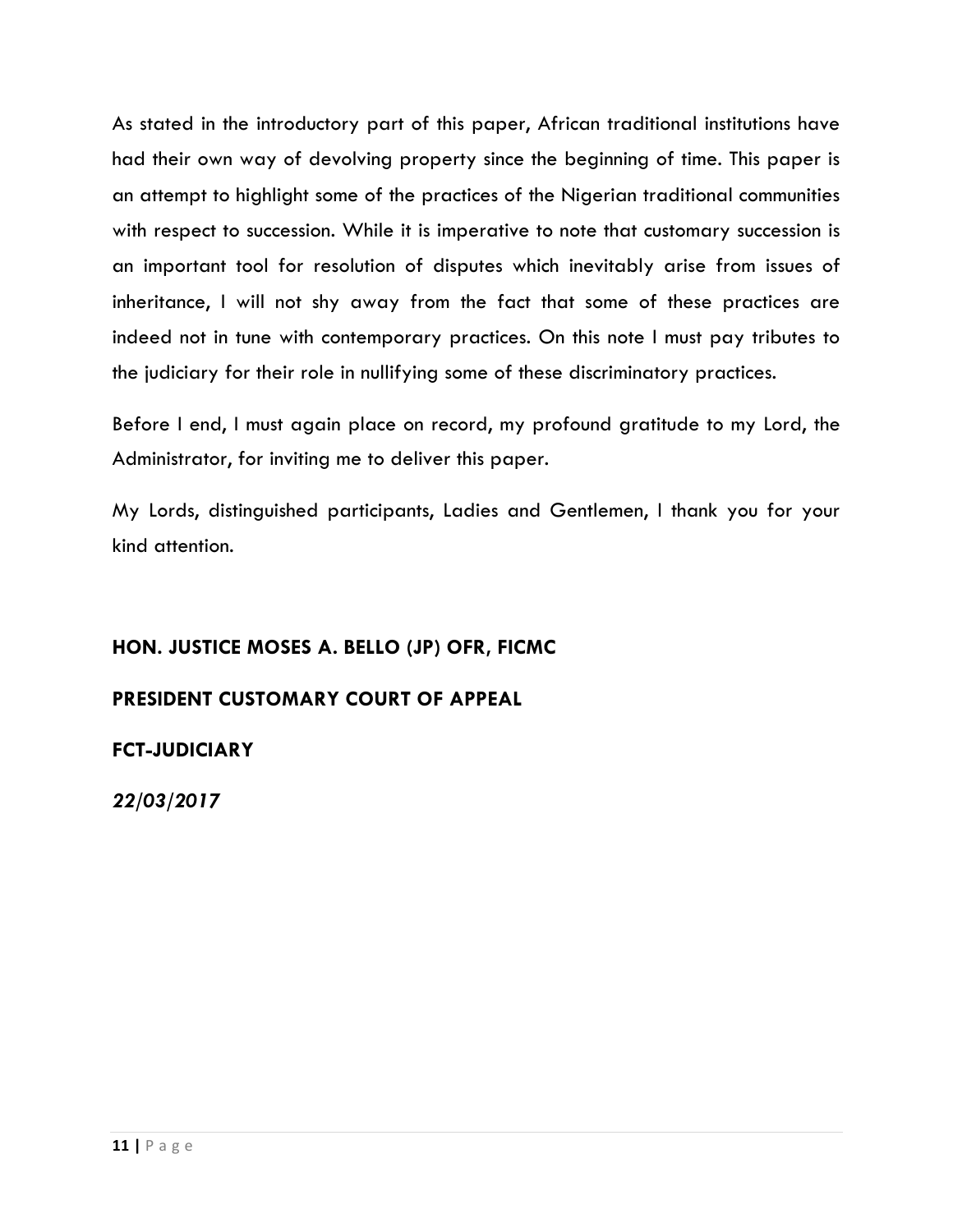As stated in the introductory part of this paper, African traditional institutions have had their own way of devolving property since the beginning of time. This paper is an attempt to highlight some of the practices of the Nigerian traditional communities with respect to succession. While it is imperative to note that customary succession is an important tool for resolution of disputes which inevitably arise from issues of inheritance, I will not shy away from the fact that some of these practices are indeed not in tune with contemporary practices. On this note I must pay tributes to the judiciary for their role in nullifying some of these discriminatory practices.

Before I end, I must again place on record, my profound gratitude to my Lord, the Administrator, for inviting me to deliver this paper.

My Lords, distinguished participants, Ladies and Gentlemen, I thank you for your kind attention.

**HON. JUSTICE MOSES A. BELLO (JP) OFR, FICMC**

**PRESIDENT CUSTOMARY COURT OF APPEAL**

**FCT-JUDICIARY**

***22/03/2017***